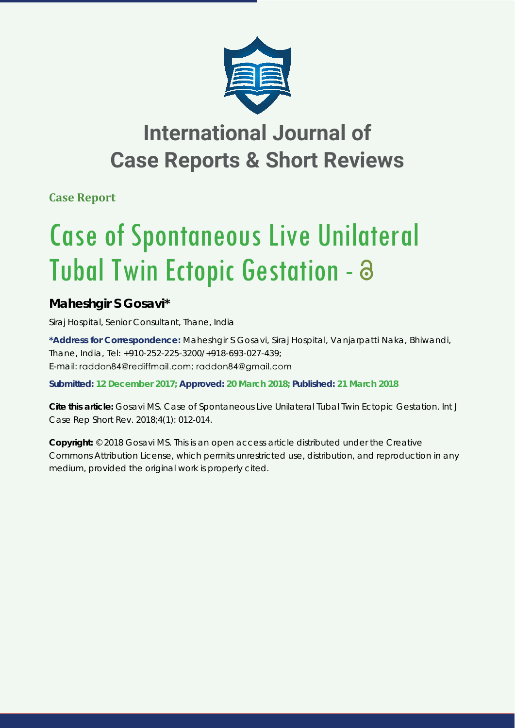# International Journal of Case Reports & Short Reviews

**Case Report**

# Case of Spontaneous Live Unilateral Tubal Twin Ectopic Gestation -

## Maheshgir S Gosavi*

Siraj Hospital, Senior Consultant, Thane, India

**\*Address for Correspondence:** Maheshgir S Gosavi, Siraj Hospital, Vanjarpatti Naka, Bhiwandi, Thane, India, Tel: +910-252-225-3200/+918-693-027-439; E-mail: raddon84@rediffmail.com; raddon84@gmail.com

**Submitted: 12 December 2017; Approved: 20 March 2018; Published: 21 March 2018**

**Cite this article:** Gosavi MS. Case of Spontaneous Live Unilateral Tubal Twin Ectopic Gestation. Int J Case Rep Short Rev. 2018;4(1): 012-014.

**Copyright:** © 2018 Gosavi MS. This is an open access article distributed under the Creative Commons Attribution License, which permits unrestricted use, distribution, and reproduction in any medium, provided the original work is properly cited.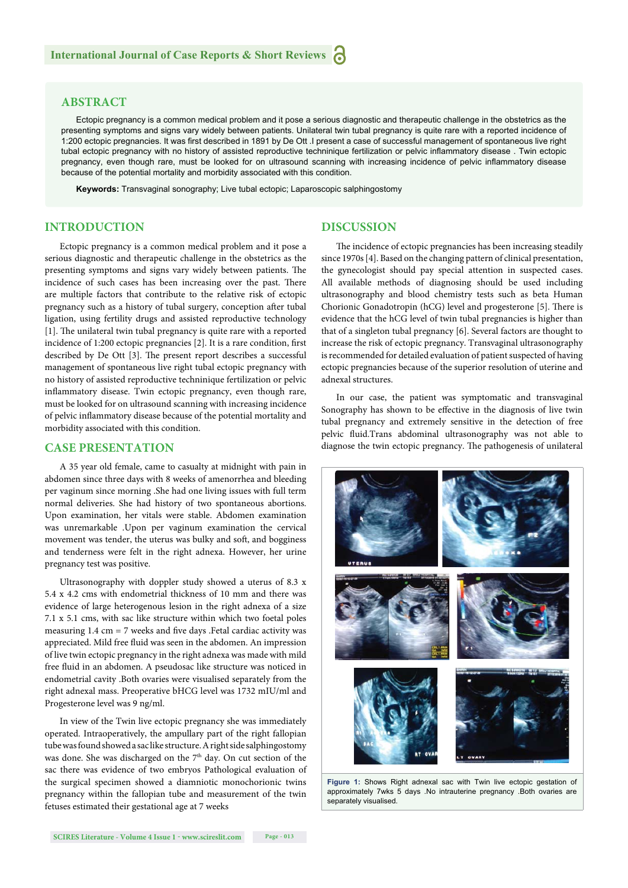## ABSTRACT

Ectopic pregnancy is a common medical problem and it pose a serious diagnostic and therapeutic challenge in the obstetrics as the presenting symptoms and signs vary widely between patients. Unilateral twin tubal pregnancy is quite rare with a reported incidence of 1:200 ectopic pregnancies. It was first described in 1891 by De Ott .I present a case of successful management of spontaneous live right tubal ectopic pregnancy with no history of assisted reproductive techninique fertilization or pelvic inflammatory disease . Twin ectopic pregnancy, even though rare, must be looked for on ultrasound scanning with increasing incidence of pelvic inflammatory disease because of the potential mortality and morbidity associated with this condition.

**Keywords:** Transvaginal sonography; Live tubal ectopic; Laparoscopic salphingostomy

## INTRODUCTION

Ectopic pregnancy is a common medical problem and it pose a serious diagnostic and therapeutic challenge in the obstetrics as the presenting symptoms and signs vary widely between patients. The incidence of such cases has been increasing over the past. There are multiple factors that contribute to the relative risk of ectopic pregnancy such as a history of tubal surgery, conception after tubal ligation, using fertility drugs and assisted reproductive technology [1]. The unilateral twin tubal pregnancy is quite rare with a reported incidence of 1:200 ectopic pregnancies [2]. It is a rare condition, first described by De Ott [3]. The present report describes a successful management of spontaneous live right tubal ectopic pregnancy with no history of assisted reproductive techninique fertilization or pelvic inflammatory disease. Twin ectopic pregnancy, even though rare, must be looked for on ultrasound scanning with increasing incidence of pelvic inflammatory disease because of the potential mortality and morbidity associated with this condition.

## CASE PRESENTATION

A 35 year old female, came to casualty at midnight with pain in abdomen since three days with 8 weeks of amenorrhea and bleeding per vaginum since morning .She had one living issues with full term normal deliveries. She had history of two spontaneous abortions. Upon examination, her vitals were stable. Abdomen examination was unremarkable .Upon per vaginum examination the cervical movement was tender, the uterus was bulky and soft, and bogginess and tenderness were felt in the right adnexa. However, her urine pregnancy test was positive.

Ultrasonography with doppler study showed a uterus of 8.3 x 5.4 x 4.2 cms with endometrial thickness of 10 mm and there was evidence of large heterogenous lesion in the right adnexa of a size 7.1 x 5.1 cms, with sac like structure within which two foetal poles measuring 1.4 cm = 7 weeks and five days .Fetal cardiac activity was appreciated. Mild free fluid was seen in the abdomen. An impression of live twin ectopic pregnancy in the right adnexa was made with mild free fluid in an abdomen. A pseudosac like structure was noticed in endometrial cavity .Both ovaries were visualised separately from the right adnexal mass. Preoperative bHCG level was 1732 mIU/ml and Progesterone level was 9 ng/ml.

In view of the Twin live ectopic pregnancy she was immediately operated. Intraoperatively, the ampullary part of the right fallopian tube was found showed a sac like structure. A right side salphingostomy was done. She was discharged on the 7th day. On cut section of the sac there was evidence of two embryos Pathological evaluation of the surgical specimen showed a diamniotic monochorionic twins pregnancy within the fallopian tube and measurement of the twin fetuses estimated their gestational age at 7 weeks

## DISCUSSION

The incidence of ectopic pregnancies has been increasing steadily since 1970s [4]. Based on the changing pattern of clinical presentation, the gynecologist should pay special attention in suspected cases. All available methods of diagnosing should be used including ultrasonography and blood chemistry tests such as beta Human Chorionic Gonadotropin (hCG) level and progesterone [5]. There is evidence that the hCG level of twin tubal pregnancies is higher than that of a singleton tubal pregnancy [6]. Several factors are thought to increase the risk of ectopic pregnancy. Transvaginal ultrasonography is recommended for detailed evaluation of patient suspected of having ectopic pregnancies because of the superior resolution of uterine and adnexal structures.

In our case, the patient was symptomatic and transvaginal Sonography has shown to be effective in the diagnosis of live twin tubal pregnancy and extremely sensitive in the detection of free pelvic fluid.Trans abdominal ultrasonography was not able to diagnose the twin ectopic pregnancy. The pathogenesis of unilateral

**Figure 1:** Shows Right adnexal sac with Twin live ectopic gestation of approximately 7wks 5 days .No intrauterine pregnancy .Both ovaries are separately visualised.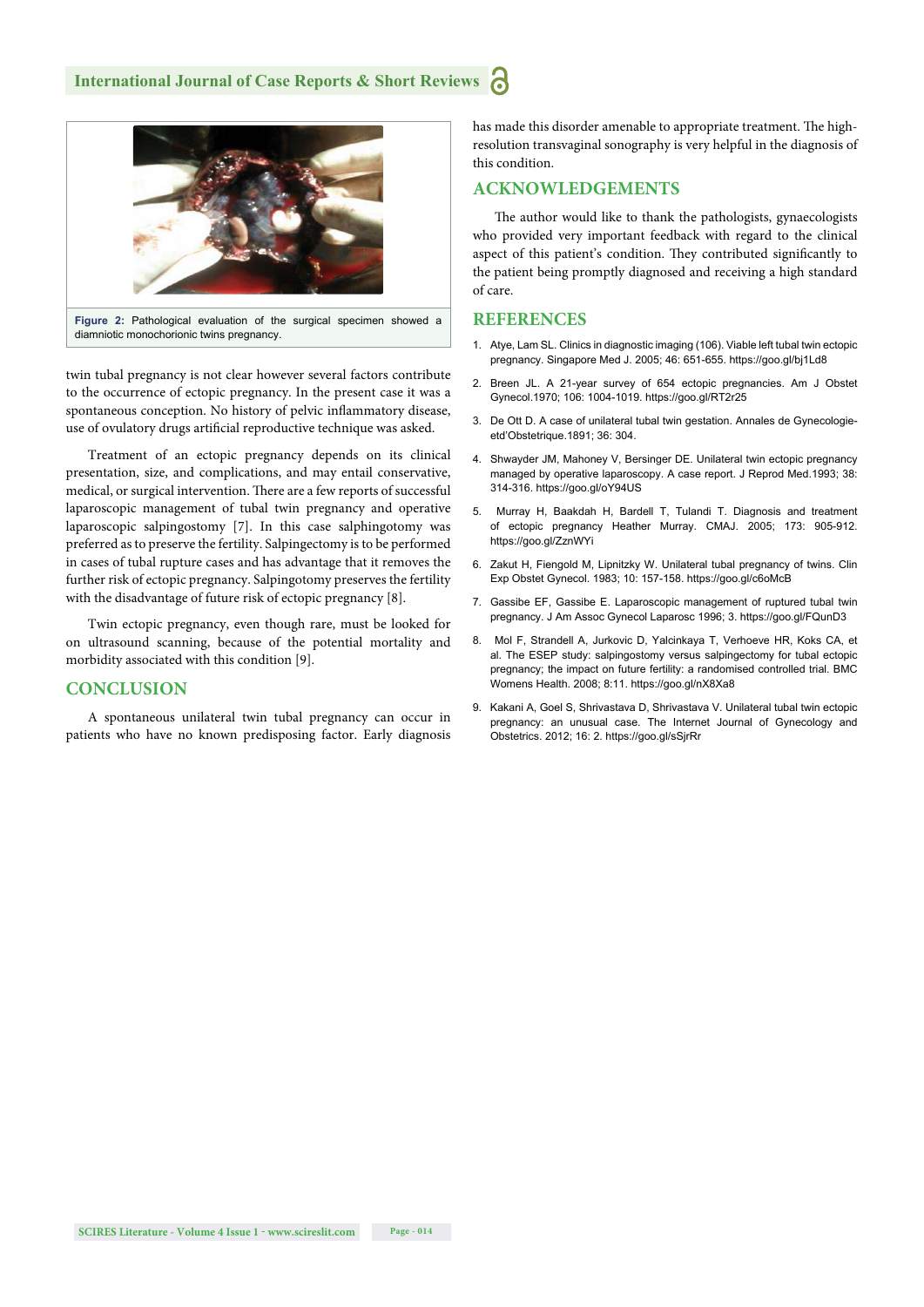Figure 2: Pathological evaluation of the surgical specimen showed a diamniotic monochorionic twins pregnancy.

twin tubal pregnancy is not clear however several factors contribute to the occurrence of ectopic pregnancy. In the present case it was a spontaneous conception. No history of pelvic inflammatory disease, use of ovulatory drugs artificial reproductive technique was asked.

Treatment of an ectopic pregnancy depends on its clinical presentation, size, and complications, and may entail conservative, medical, or surgical intervention. There are a few reports of successful laparoscopic management of tubal twin pregnancy and operative laparoscopic salpingostomy [7]. In this case salphingotomy was preferred as to preserve the fertility. Salpingectomy is to be performed in cases of tubal rupture cases and has advantage that it removes the further risk of ectopic pregnancy. Salpingotomy preserves the fertility with the disadvantage of future risk of ectopic pregnancy [8].

Twin ectopic pregnancy, even though rare, must be looked for on ultrasound scanning, because of the potential mortality and morbidity associated with this condition [9].

## CONCLUSION

A spontaneous unilateral twin tubal pregnancy can occur in patients who have no known predisposing factor. Early diagnosis has made this disorder amenable to appropriate treatment. The high-resolution transvaginal sonography is very helpful in the diagnosis of this condition.

## ACKNOWLEDGEMENTS

The author would like to thank the pathologists, gynaecologists who provided very important feedback with regard to the clinical aspect of this patient's condition. They contributed significantly to the patient being promptly diagnosed and receiving a high standard of care.

## REFERENCES

1. Atye, Lam SL. Clinics in diagnostic imaging (106). Viable left tubal twin ectopic pregnancy. Singapore Med J. 2005; 46: 651-655. https://goo.gl/bj1Ld8
2. Breen JL. A 21-year survey of 654 ectopic pregnancies. Am J Obstet Gynecol.1970; 106: 1004-1019. https://goo.gl/RT2r25
3. De Ott D. A case of unilateral tubal twin gestation. Annales de Gynecologie-etd'Obstetrique.1891; 36: 304.
4. Shwayder JM, Mahoney V, Bersinger DE. Unilateral twin ectopic pregnancy managed by operative laparoscopy. A case report. J Reprod Med.1993; 38: 314-316. https://goo.gl/oY94US
5. Murray H, Baakdah H, Bardell T, Tulandi T. Diagnosis and treatment of ectopic pregnancy Heather Murray. CMAJ. 2005; 173: 905-912. https://goo.gl/ZznWYi
6. Zakut H, Fiengold M, Lipnitzky W. Unilateral tubal pregnancy of twins. Clin Exp Obstet Gynecol. 1983; 10: 157-158. https://goo.gl/c6oMcB
7. Gassibe EF, Gassibe E. Laparoscopic management of ruptured tubal twin pregnancy. J Am Assoc Gynecol Laparosc 1996; 3. https://goo.gl/FQunD3
8. Mol F, Strandell A, Jurkovic D, Yalcinkaya T, Verhoeve HR, Koks CA, et al. The ESEP study: salpingostomy versus salpingectomy for tubal ectopic pregnancy; the impact on future fertility: a randomised controlled trial. BMC Womens Health. 2008; 8:11. https://goo.gl/nX8Xa8
9. Kakani A, Goel S, Shrivastava D, Shrivastava V. Unilateral tubal twin ectopic pregnancy: an unusual case. The Internet Journal of Gynecology and Obstetrics. 2012; 16: 2. https://goo.gl/sSjrRr